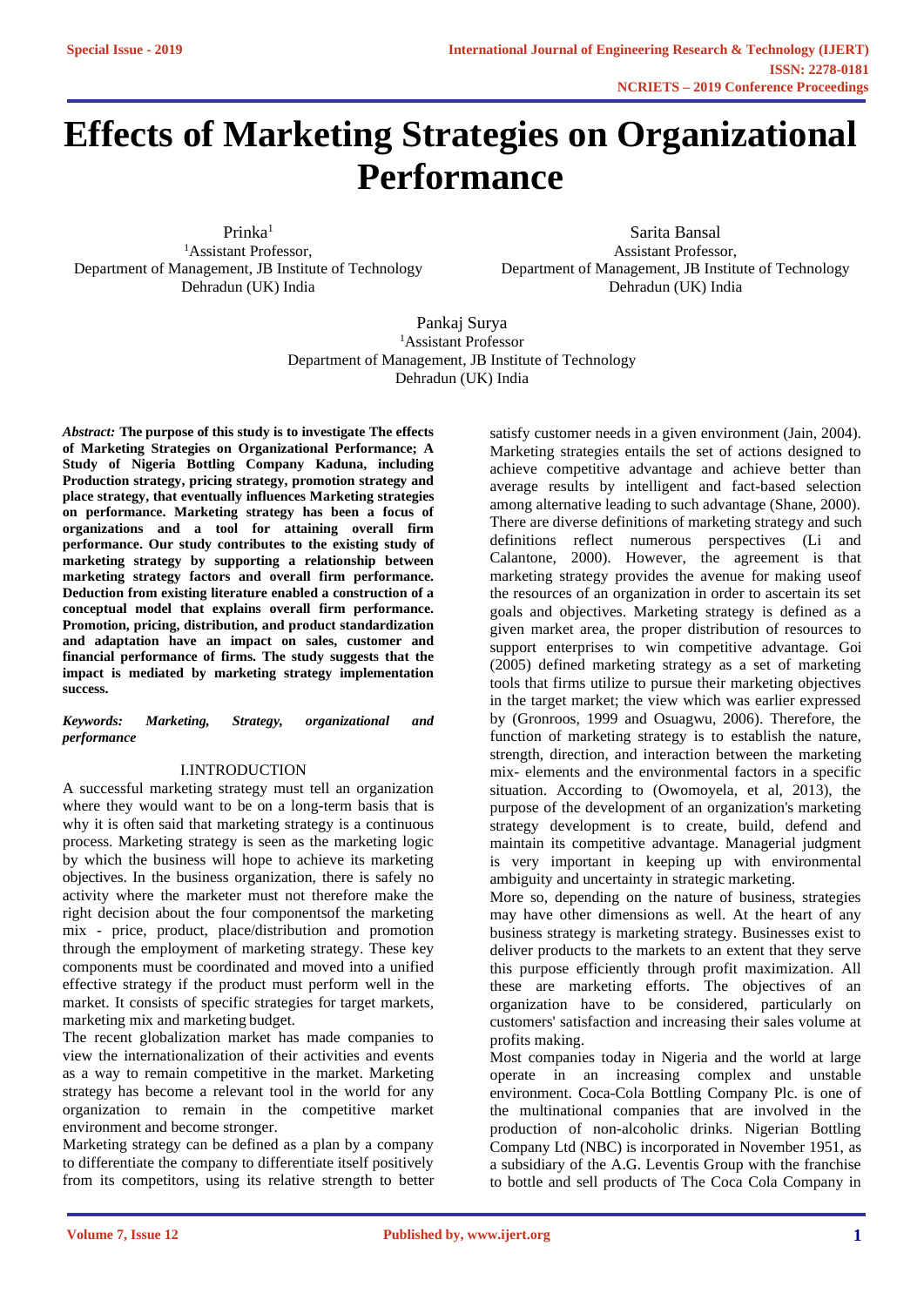# Effects of Marketing Strategies on Organizational Performance

Prinka[1]
[1]Assistant Professor,
Department of Management, JB Institute of Technology
Dehradun (UK) India

Sarita Bansal
Assistant Professor,
Department of Management, JB Institute of Technology
Dehradun (UK) India

Pankaj Surya
[1]Assistant Professor
Department of Management, JB Institute of Technology
Dehradun (UK) India

***Abstract:*** **The purpose of this study is to investigate The effects of Marketing Strategies on Organizational Performance; A Study of Nigeria Bottling Company Kaduna, including Production strategy, pricing strategy, promotion strategy and place strategy, that eventually influences Marketing strategies on performance. Marketing strategy has been a focus of organizations and a tool for attaining overall firm performance. Our study contributes to the existing study of marketing strategy by supporting a relationship between marketing strategy factors and overall firm performance. Deduction from existing literature enabled a construction of a conceptual model that explains overall firm performance. Promotion, pricing, distribution, and product standardization and adaptation have an impact on sales, customer and financial performance of firms. The study suggests that the impact is mediated by marketing strategy implementation success.**

***Keywords: Marketing, Strategy, organizational and performance***

## I.INTRODUCTION

A successful marketing strategy must tell an organization where they would want to be on a long-term basis that is why it is often said that marketing strategy is a continuous process. Marketing strategy is seen as the marketing logic by which the business will hope to achieve its marketing objectives. In the business organization, there is safely no activity where the marketer must not therefore make the right decision about the four componentsof the marketing mix - price, product, place/distribution and promotion through the employment of marketing strategy. These key components must be coordinated and moved into a unified effective strategy if the product must perform well in the market. It consists of specific strategies for target markets, marketing mix and marketing budget.

The recent globalization market has made companies to view the internationalization of their activities and events as a way to remain competitive in the market. Marketing strategy has become a relevant tool in the world for any organization to remain in the competitive market environment and become stronger.

Marketing strategy can be defined as a plan by a company to differentiate the company to differentiate itself positively from its competitors, using its relative strength to better satisfy customer needs in a given environment (Jain, 2004). Marketing strategies entails the set of actions designed to achieve competitive advantage and achieve better than average results by intelligent and fact-based selection among alternative leading to such advantage (Shane, 2000). There are diverse definitions of marketing strategy and such definitions reflect numerous perspectives (Li and Calantone, 2000). However, the agreement is that marketing strategy provides the avenue for making useof the resources of an organization in order to ascertain its set goals and objectives. Marketing strategy is defined as a given market area, the proper distribution of resources to support enterprises to win competitive advantage. Goi (2005) defined marketing strategy as a set of marketing tools that firms utilize to pursue their marketing objectives in the target market; the view which was earlier expressed by (Gronroos, 1999 and Osuagwu, 2006). Therefore, the function of marketing strategy is to establish the nature, strength, direction, and interaction between the marketing mix- elements and the environmental factors in a specific situation. According to (Owomoyela, et al, 2013), the purpose of the development of an organization's marketing strategy development is to create, build, defend and maintain its competitive advantage. Managerial judgment is very important in keeping up with environmental ambiguity and uncertainty in strategic marketing.

More so, depending on the nature of business, strategies may have other dimensions as well. At the heart of any business strategy is marketing strategy. Businesses exist to deliver products to the markets to an extent that they serve this purpose efficiently through profit maximization. All these are marketing efforts. The objectives of an organization have to be considered, particularly on customers' satisfaction and increasing their sales volume at profits making.

Most companies today in Nigeria and the world at large operate in an increasing complex and unstable environment. Coca-Cola Bottling Company Plc. is one of the multinational companies that are involved in the production of non-alcoholic drinks. Nigerian Bottling Company Ltd (NBC) is incorporated in November 1951, as a subsidiary of the A.G. Leventis Group with the franchise to bottle and sell products of The Coca Cola Company in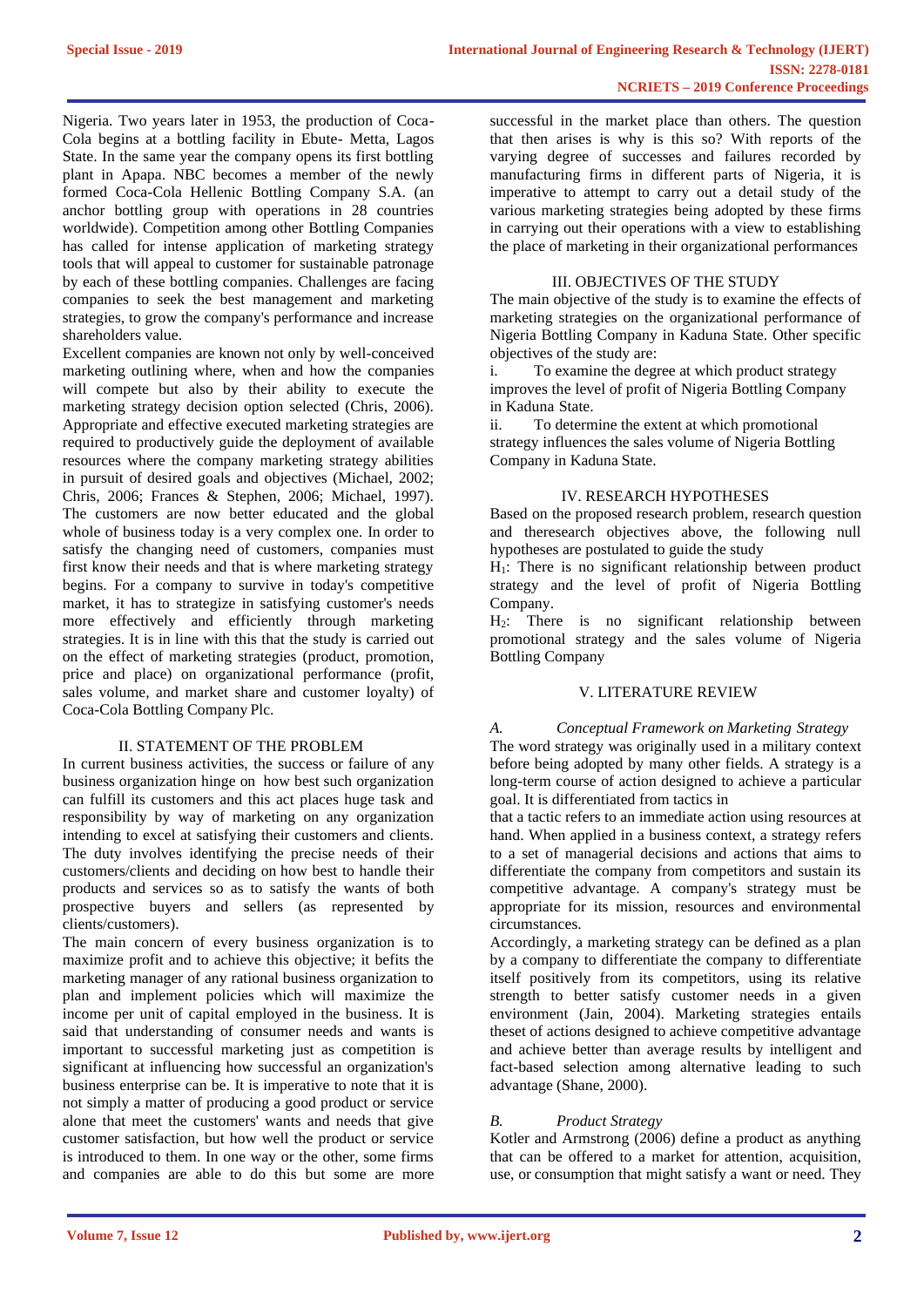Nigeria. Two years later in 1953, the production of Coca-Cola begins at a bottling facility in Ebute- Metta, Lagos State. In the same year the company opens its first bottling plant in Apapa. NBC becomes a member of the newly formed Coca-Cola Hellenic Bottling Company S.A. (an anchor bottling group with operations in 28 countries worldwide). Competition among other Bottling Companies has called for intense application of marketing strategy tools that will appeal to customer for sustainable patronage by each of these bottling companies. Challenges are facing companies to seek the best management and marketing strategies, to grow the company's performance and increase shareholders value.

Excellent companies are known not only by well-conceived marketing outlining where, when and how the companies will compete but also by their ability to execute the marketing strategy decision option selected (Chris, 2006). Appropriate and effective executed marketing strategies are required to productively guide the deployment of available resources where the company marketing strategy abilities in pursuit of desired goals and objectives (Michael, 2002; Chris, 2006; Frances & Stephen, 2006; Michael, 1997). The customers are now better educated and the global whole of business today is a very complex one. In order to satisfy the changing need of customers, companies must first know their needs and that is where marketing strategy begins. For a company to survive in today's competitive market, it has to strategize in satisfying customer's needs more effectively and efficiently through marketing strategies. It is in line with this that the study is carried out on the effect of marketing strategies (product, promotion, price and place) on organizational performance (profit, sales volume, and market share and customer loyalty) of Coca-Cola Bottling Company Plc.

## II. STATEMENT OF THE PROBLEM

In current business activities, the success or failure of any business organization hinge on how best such organization can fulfill its customers and this act places huge task and responsibility by way of marketing on any organization intending to excel at satisfying their customers and clients. The duty involves identifying the precise needs of their customers/clients and deciding on how best to handle their products and services so as to satisfy the wants of both prospective buyers and sellers (as represented by clients/customers).

The main concern of every business organization is to maximize profit and to achieve this objective; it befits the marketing manager of any rational business organization to plan and implement policies which will maximize the income per unit of capital employed in the business. It is said that understanding of consumer needs and wants is important to successful marketing just as competition is significant at influencing how successful an organization's business enterprise can be. It is imperative to note that it is not simply a matter of producing a good product or service alone that meet the customers' wants and needs that give customer satisfaction, but how well the product or service is introduced to them. In one way or the other, some firms and companies are able to do this but some are more successful in the market place than others. The question that then arises is why is this so? With reports of the varying degree of successes and failures recorded by manufacturing firms in different parts of Nigeria, it is imperative to attempt to carry out a detail study of the various marketing strategies being adopted by these firms in carrying out their operations with a view to establishing the place of marketing in their organizational performances

## III. OBJECTIVES OF THE STUDY

The main objective of the study is to examine the effects of marketing strategies on the organizational performance of Nigeria Bottling Company in Kaduna State. Other specific objectives of the study are:

i. To examine the degree at which product strategy improves the level of profit of Nigeria Bottling Company in Kaduna State.

ii. To determine the extent at which promotional strategy influences the sales volume of Nigeria Bottling Company in Kaduna State.

## IV. RESEARCH HYPOTHESES

Based on the proposed research problem, research question and theresearch objectives above, the following null hypotheses are postulated to guide the study

$H_1$: There is no significant relationship between product strategy and the level of profit of Nigeria Bottling Company.

$H_2$: There is no significant relationship between promotional strategy and the sales volume of Nigeria Bottling Company

## V. LITERATURE REVIEW

### *A. Conceptual Framework on Marketing Strategy*

The word strategy was originally used in a military context before being adopted by many other fields. A strategy is a long-term course of action designed to achieve a particular goal. It is differentiated from tactics in that a tactic refers to an immediate action using resources at hand. When applied in a business context, a strategy refers to a set of managerial decisions and actions that aims to differentiate the company from competitors and sustain its competitive advantage. A company's strategy must be appropriate for its mission, resources and environmental circumstances.

Accordingly, a marketing strategy can be defined as a plan by a company to differentiate the company to differentiate itself positively from its competitors, using its relative strength to better satisfy customer needs in a given environment (Jain, 2004). Marketing strategies entails theset of actions designed to achieve competitive advantage and achieve better than average results by intelligent and fact-based selection among alternative leading to such advantage (Shane, 2000).

### *B. Product Strategy*

Kotler and Armstrong (2006) define a product as anything that can be offered to a market for attention, acquisition, use, or consumption that might satisfy a want or need. They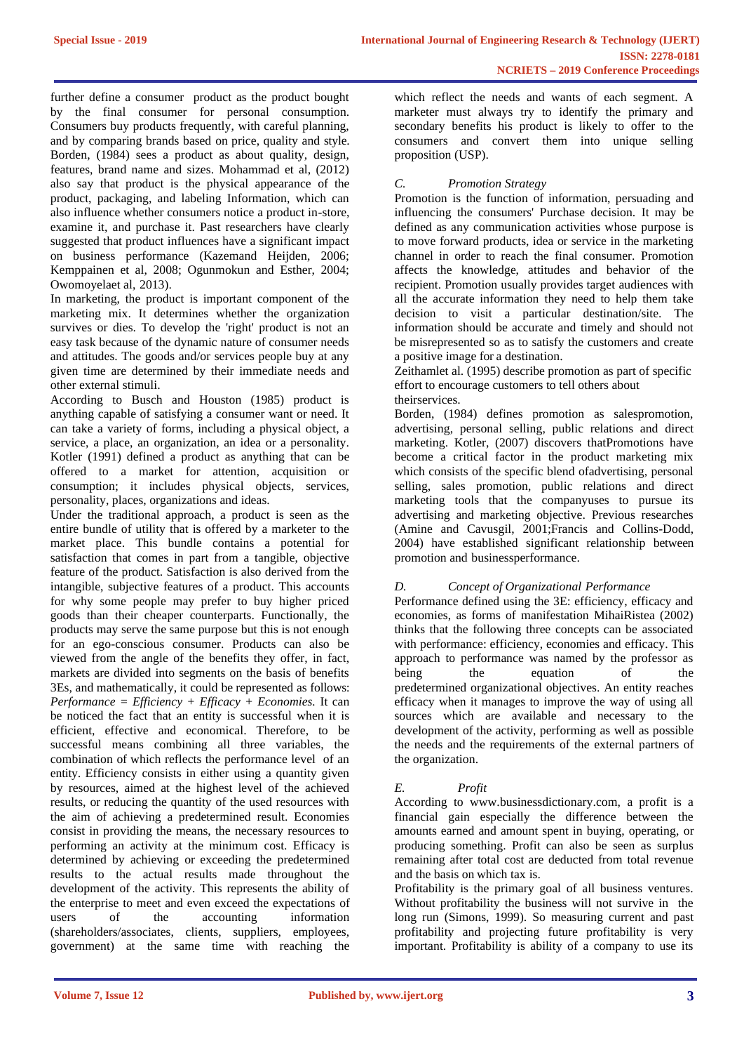further define a consumer product as the product bought by the final consumer for personal consumption. Consumers buy products frequently, with careful planning, and by comparing brands based on price, quality and style. Borden, (1984) sees a product as about quality, design, features, brand name and sizes. Mohammad et al, (2012) also say that product is the physical appearance of the product, packaging, and labeling Information, which can also influence whether consumers notice a product in-store, examine it, and purchase it. Past researchers have clearly suggested that product influences have a significant impact on business performance (Kazemand Heijden, 2006; Kemppainen et al, 2008; Ogunmokun and Esther, 2004; Owomoyelaet al, 2013).

In marketing, the product is important component of the marketing mix. It determines whether the organization survives or dies. To develop the 'right' product is not an easy task because of the dynamic nature of consumer needs and attitudes. The goods and/or services people buy at any given time are determined by their immediate needs and other external stimuli.

According to Busch and Houston (1985) product is anything capable of satisfying a consumer want or need. It can take a variety of forms, including a physical object, a service, a place, an organization, an idea or a personality. Kotler (1991) defined a product as anything that can be offered to a market for attention, acquisition or consumption; it includes physical objects, services, personality, places, organizations and ideas.

Under the traditional approach, a product is seen as the entire bundle of utility that is offered by a marketer to the market place. This bundle contains a potential for satisfaction that comes in part from a tangible, objective feature of the product. Satisfaction is also derived from the intangible, subjective features of a product. This accounts for why some people may prefer to buy higher priced goods than their cheaper counterparts. Functionally, the products may serve the same purpose but this is not enough for an ego-conscious consumer. Products can also be viewed from the angle of the benefits they offer, in fact, markets are divided into segments on the basis of benefits which reflect the needs and wants of each segment. A marketer must always try to identify the primary and secondary benefits his product is likely to offer to the consumers and convert them into unique selling proposition (USP).

### C. Promotion Strategy

Promotion is the function of information, persuading and influencing the consumers' Purchase decision. It may be defined as any communication activities whose purpose is to move forward products, idea or service in the marketing channel in order to reach the final consumer. Promotion affects the knowledge, attitudes and behavior of the recipient. Promotion usually provides target audiences with all the accurate information they need to help them take decision to visit a particular destination/site. The information should be accurate and timely and should not be misrepresented so as to satisfy the customers and create a positive image for a destination.

Zeithamlet al. (1995) describe promotion as part of specific effort to encourage customers to tell others about theirservices.

Borden, (1984) defines promotion as salespromotion, advertising, personal selling, public relations and direct marketing. Kotler, (2007) discovers thatPromotions have become a critical factor in the product marketing mix which consists of the specific blend ofadvertising, personal selling, sales promotion, public relations and direct marketing tools that the companyuses to pursue its advertising and marketing objective. Previous researches (Amine and Cavusgil, 2001;Francis and Collins-Dodd, 2004) have established significant relationship between promotion and businessperformance.

### D. Concept of Organizational Performance

Performance defined using the 3E: efficiency, efficacy and economies, as forms of manifestation MihaiRistea (2002) thinks that the following three concepts can be associated with performance: efficiency, economies and efficacy. This approach to performance was named by the professor as being the 3Es, and mathematically, it could be represented as follows: *Performance = Efficiency + Efficacy + Economies.* It can be noticed the fact that an entity is successful when it is efficient, effective and economical. Therefore, to be successful means combining all three variables, the combination of which reflects the performance level of an entity. Efficiency consists in either using a quantity given by resources, aimed at the highest level of the achieved results, or reducing the quantity of the used resources with the aim of achieving a predetermined result. Economies consist in providing the means, the necessary resources to performing an activity at the minimum cost. Efficacy is determined by achieving or exceeding the predetermined results to the actual results made throughout the development of the activity. This represents the ability of the enterprise to meet and even exceed the expectations of users of the accounting information (shareholders/associates, clients, suppliers, employees, government) at the same time with reaching the equation of the predetermined organizational objectives. An entity reaches efficacy when it manages to improve the way of using all sources which are available and necessary to the development of the activity, performing as well as possible the needs and the requirements of the external partners of the organization.

### E. Profit

According to www.businessdictionary.com, a profit is a financial gain especially the difference between the amounts earned and amount spent in buying, operating, or producing something. Profit can also be seen as surplus remaining after total cost are deducted from total revenue and the basis on which tax is.

Profitability is the primary goal of all business ventures. Without profitability the business will not survive in the long run (Simons, 1999). So measuring current and past profitability and projecting future profitability is very important. Profitability is ability of a company to use its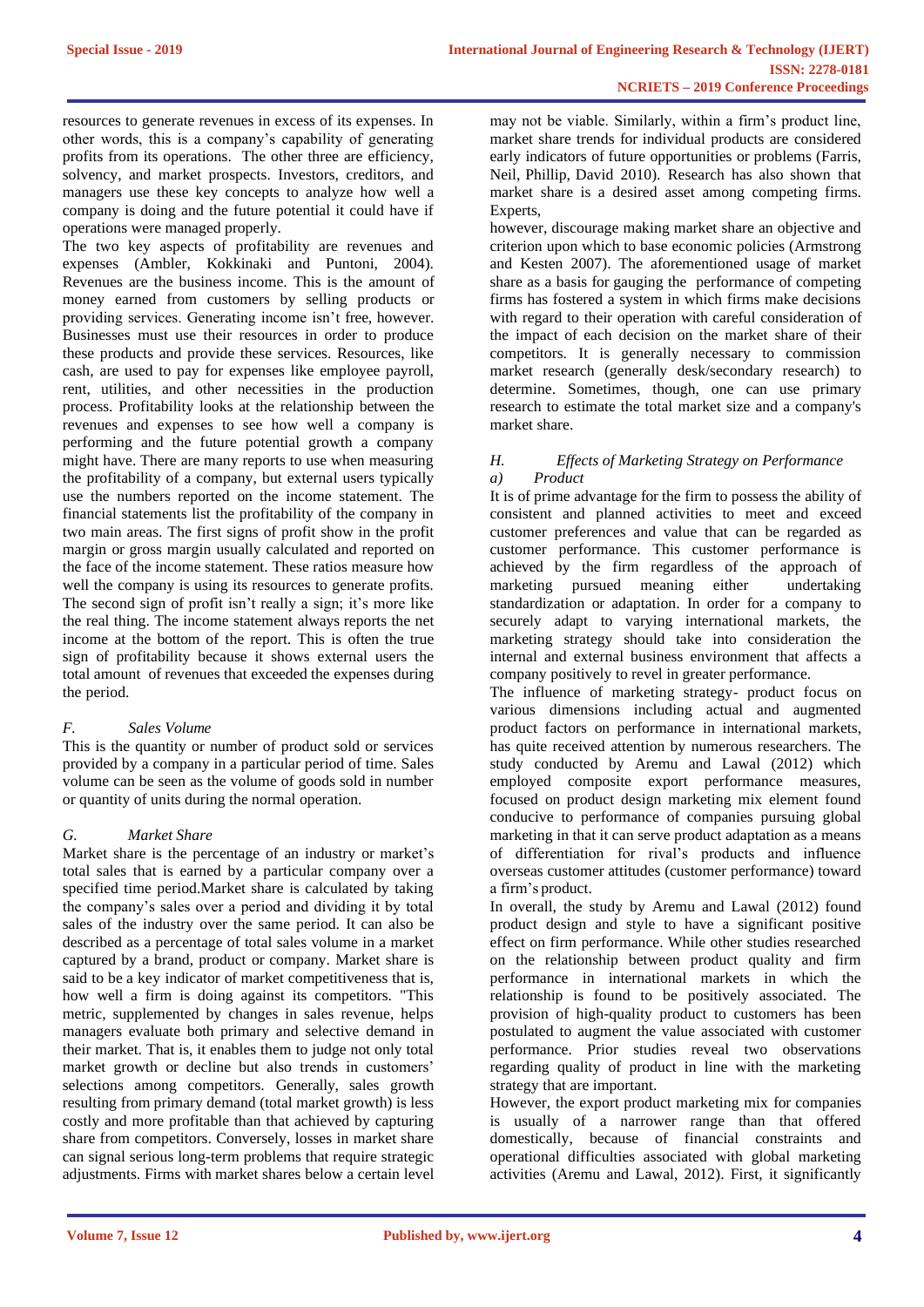resources to generate revenues in excess of its expenses. In other words, this is a company's capability of generating profits from its operations. The other three are efficiency, solvency, and market prospects. Investors, creditors, and managers use these key concepts to analyze how well a company is doing and the future potential it could have if operations were managed properly.

The two key aspects of profitability are revenues and expenses (Ambler, Kokkinaki and Puntoni, 2004). Revenues are the business income. This is the amount of money earned from customers by selling products or providing services. Generating income isn't free, however. Businesses must use their resources in order to produce these products and provide these services. Resources, like cash, are used to pay for expenses like employee payroll, rent, utilities, and other necessities in the production process. Profitability looks at the relationship between the revenues and expenses to see how well a company is performing and the future potential growth a company might have. There are many reports to use when measuring the profitability of a company, but external users typically use the numbers reported on the income statement. The financial statements list the profitability of the company in two main areas. The first signs of profit show in the profit margin or gross margin usually calculated and reported on the face of the income statement. These ratios measure how well the company is using its resources to generate profits. The second sign of profit isn't really a sign; it's more like the real thing. The income statement always reports the net income at the bottom of the report. This is often the true sign of profitability because it shows external users the total amount of revenues that exceeded the expenses during the period.

### *F. Sales Volume*

This is the quantity or number of product sold or services provided by a company in a particular period of time. Sales volume can be seen as the volume of goods sold in number or quantity of units during the normal operation.

### *G. Market Share*

Market share is the percentage of an industry or market's total sales that is earned by a particular company over a specified time period.Market share is calculated by taking the company's sales over a period and dividing it by total sales of the industry over the same period. It can also be described as a percentage of total sales volume in a market captured by a brand, product or company. Market share is said to be a key indicator of market competitiveness that is, how well a firm is doing against its competitors. "This metric, supplemented by changes in sales revenue, helps managers evaluate both primary and selective demand in their market. That is, it enables them to judge not only total market growth or decline but also trends in customers' selections among competitors. Generally, sales growth resulting from primary demand (total market growth) is less costly and more profitable than that achieved by capturing share from competitors. Conversely, losses in market share can signal serious long-term problems that require strategic adjustments. Firms with market shares below a certain level may not be viable. Similarly, within a firm's product line, market share trends for individual products are considered early indicators of future opportunities or problems (Farris, Neil, Phillip, David 2010). Research has also shown that market share is a desired asset among competing firms. Experts,

however, discourage making market share an objective and criterion upon which to base economic policies (Armstrong and Kesten 2007). The aforementioned usage of market share as a basis for gauging the performance of competing firms has fostered a system in which firms make decisions with regard to their operation with careful consideration of the impact of each decision on the market share of their competitors. It is generally necessary to commission market research (generally desk/secondary research) to determine. Sometimes, though, one can use primary research to estimate the total market size and a company's market share.

### *H. Effects of Marketing Strategy on Performance*

#### *a) Product*

It is of prime advantage for the firm to possess the ability of consistent and planned activities to meet and exceed customer preferences and value that can be regarded as customer performance. This customer performance is achieved by the firm regardless of the approach of marketing pursued meaning either undertaking standardization or adaptation. In order for a company to securely adapt to varying international markets, the marketing strategy should take into consideration the internal and external business environment that affects a company positively to revel in greater performance.

The influence of marketing strategy- product focus on various dimensions including actual and augmented product factors on performance in international markets, has quite received attention by numerous researchers. The study conducted by Aremu and Lawal (2012) which employed composite export performance measures, focused on product design marketing mix element found conducive to performance of companies pursuing global marketing in that it can serve product adaptation as a means of differentiation for rival's products and influence overseas customer attitudes (customer performance) toward a firm's product.

In overall, the study by Aremu and Lawal (2012) found product design and style to have a significant positive effect on firm performance. While other studies researched on the relationship between product quality and firm performance in international markets in which the relationship is found to be positively associated. The provision of high-quality product to customers has been postulated to augment the value associated with customer performance. Prior studies reveal two observations regarding quality of product in line with the marketing strategy that are important.

However, the export product marketing mix for companies is usually of a narrower range than that offered domestically, because of financial constraints and operational difficulties associated with global marketing activities (Aremu and Lawal, 2012). First, it significantly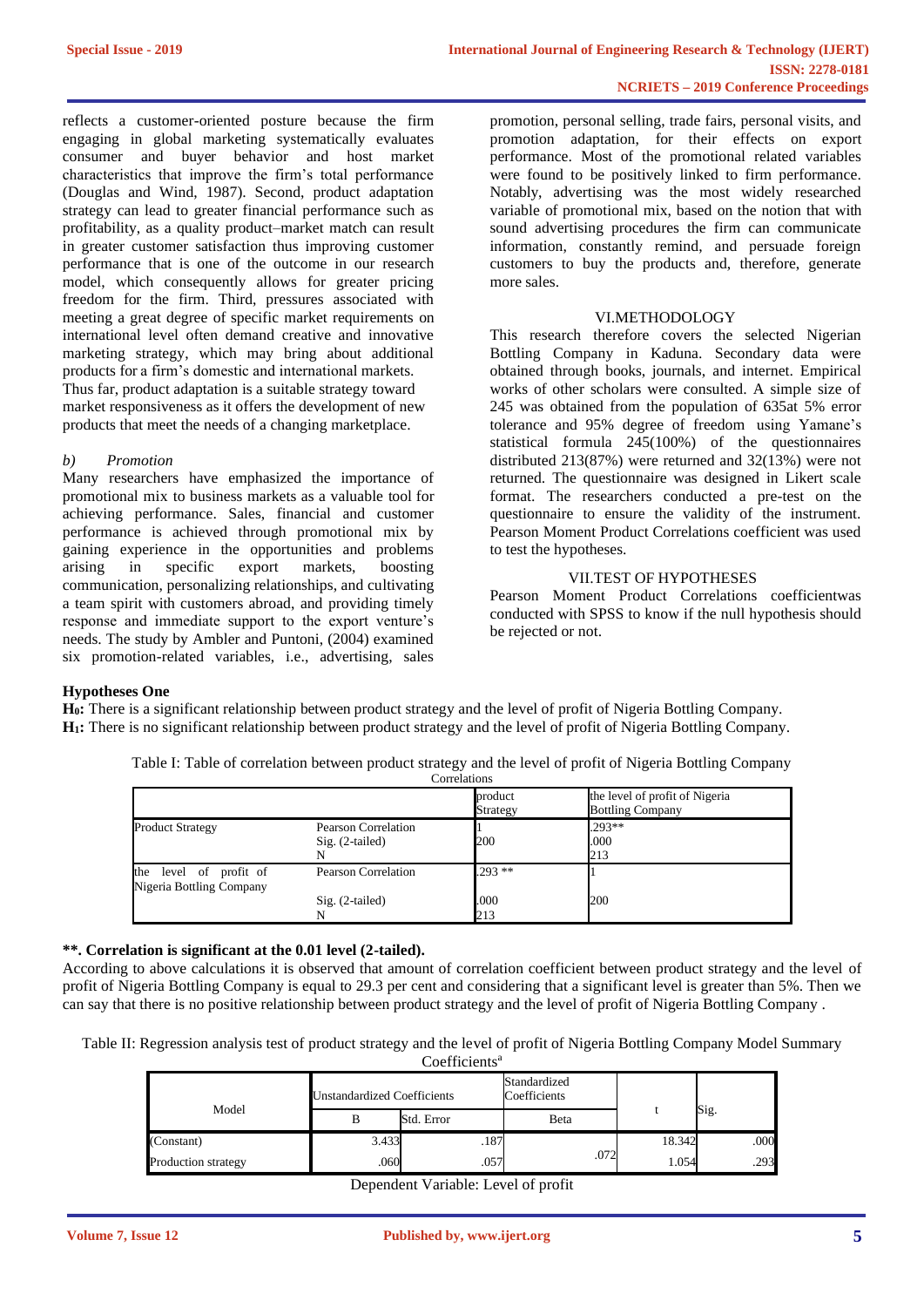reflects a customer-oriented posture because the firm engaging in global marketing systematically evaluates consumer and buyer behavior and host market characteristics that improve the firm's total performance (Douglas and Wind, 1987). Second, product adaptation strategy can lead to greater financial performance such as profitability, as a quality product–market match can result in greater customer satisfaction thus improving customer performance that is one of the outcome in our research model, which consequently allows for greater pricing freedom for the firm. Third, pressures associated with meeting a great degree of specific market requirements on international level often demand creative and innovative marketing strategy, which may bring about additional products for a firm's domestic and international markets. Thus far, product adaptation is a suitable strategy toward market responsiveness as it offers the development of new products that meet the needs of a changing marketplace.

*b) Promotion*

Many researchers have emphasized the importance of promotional mix to business markets as a valuable tool for achieving performance. Sales, financial and customer performance is achieved through promotional mix by gaining experience in the opportunities and problems arising in specific export markets, boosting communication, personalizing relationships, and cultivating a team spirit with customers abroad, and providing timely response and immediate support to the export venture's needs. The study by Ambler and Puntoni, (2004) examined six promotion-related variables, i.e., advertising, sales promotion, personal selling, trade fairs, personal visits, and promotion adaptation, for their effects on export performance. Most of the promotional related variables were found to be positively linked to firm performance. Notably, advertising was the most widely researched variable of promotional mix, based on the notion that with sound advertising procedures the firm can communicate information, constantly remind, and persuade foreign customers to buy the products and, therefore, generate more sales.

## VI.METHODOLOGY

This research therefore covers the selected Nigerian Bottling Company in Kaduna. Secondary data were obtained through books, journals, and internet. Empirical works of other scholars were consulted. A simple size of 245 was obtained from the population of 635at 5% error tolerance and 95% degree of freedom using Yamane's statistical formula 245(100%) of the questionnaires distributed 213(87%) were returned and 32(13%) were not returned. The questionnaire was designed in Likert scale format. The researchers conducted a pre-test on the questionnaire to ensure the validity of the instrument. Pearson Moment Product Correlations coefficient was used to test the hypotheses.

## VII.TEST OF HYPOTHESES

Pearson Moment Product Correlations coefficientwas conducted with SPSS to know if the null hypothesis should be rejected or not.

### Hypotheses One

**$H_0$:** There is a significant relationship between product strategy and the level of profit of Nigeria Bottling Company.
**$H_1$:** There is no significant relationship between product strategy and the level of profit of Nigeria Bottling Company.

Table I: Table of correlation between product strategy and the level of profit of Nigeria Bottling Company

Correlations

| | | product Strategy | the level of profit of Nigeria Bottling Company |
|---|---|---|---|
| Product Strategy | Pearson Correlation | 1 | .293** |
| | Sig. (2-tailed) | | .000 |
| | N | 200 | 213 |
| the level of profit of Nigeria Bottling Company | Pearson Correlation | .293 ** | 1 |
| | Sig. (2-tailed) | .000 | |
| | N | 213 | 200 |

**\*\*. Correlation is significant at the 0.01 level (2-tailed).**

According to above calculations it is observed that amount of correlation coefficient between product strategy and the level of profit of Nigeria Bottling Company is equal to 29.3 per cent and considering that a significant level is greater than 5%. Then we can say that there is no positive relationship between product strategy and the level of profit of Nigeria Bottling Company .

Table II: Regression analysis test of product strategy and the level of profit of Nigeria Bottling Company Model Summary

Coefficients[a]

| Model | Unstandardized Coefficients | | Standardized Coefficients | t | Sig. |
|---|---|---|---|---|---|
| | B | Std. Error | Beta | | |
| (Constant) | 3.433 | .187 | | 18.342 | .000 |
| Production strategy | .060 | .057 | .072 | 1.054 | .293 |

Dependent Variable: Level of profit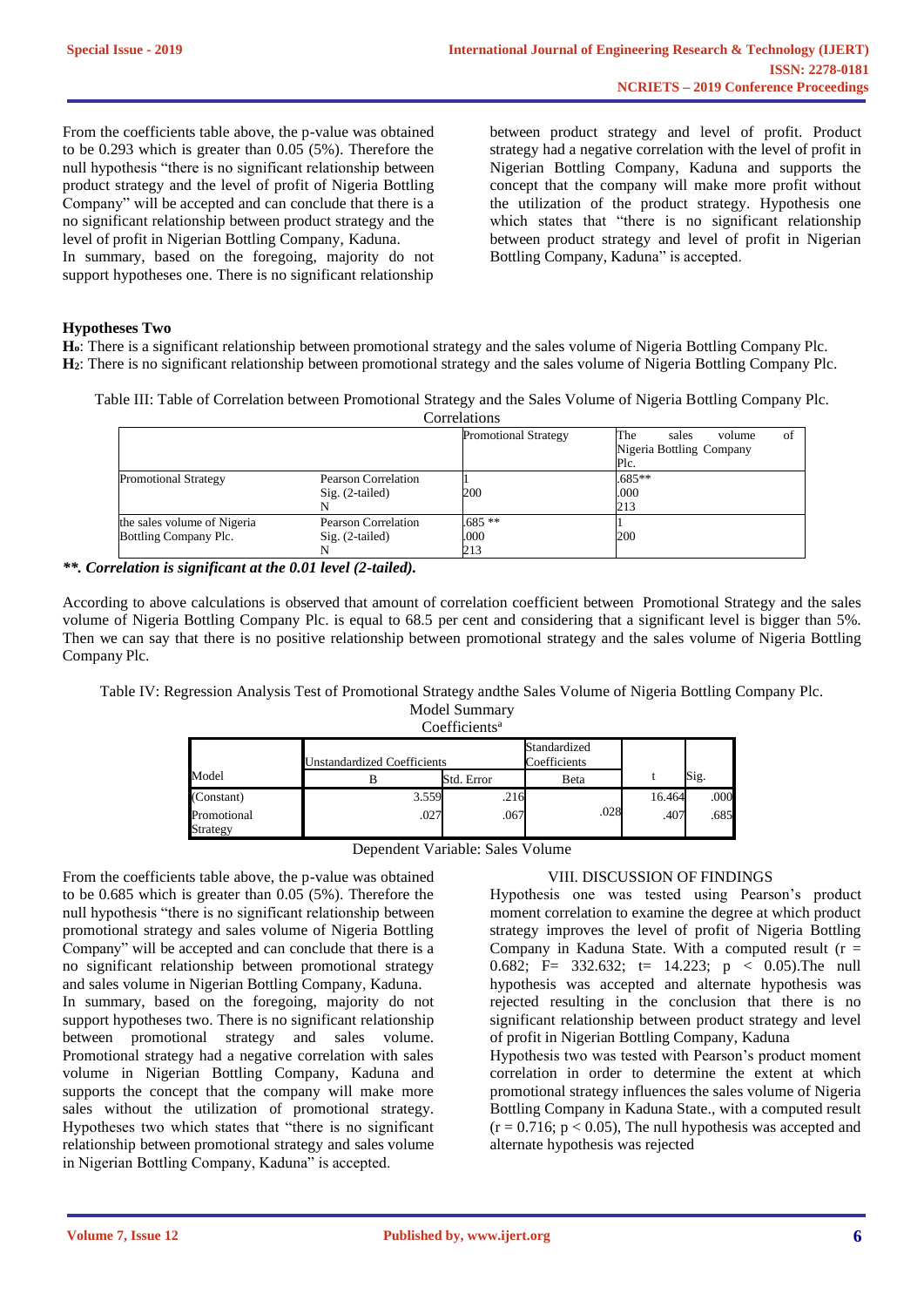From the coefficients table above, the p-value was obtained to be 0.293 which is greater than 0.05 (5%). Therefore the null hypothesis "there is no significant relationship between product strategy and the level of profit of Nigeria Bottling Company" will be accepted and can conclude that there is a no significant relationship between product strategy and the level of profit in Nigerian Bottling Company, Kaduna.

In summary, based on the foregoing, majority do not support hypotheses one. There is no significant relationship between product strategy and level of profit. Product strategy had a negative correlation with the level of profit in Nigerian Bottling Company, Kaduna and supports the concept that the company will make more profit without the utilization of the product strategy. Hypothesis one which states that "there is no significant relationship between product strategy and level of profit in Nigerian Bottling Company, Kaduna" is accepted.

### Hypotheses Two

**$H_o$**: There is a significant relationship between promotional strategy and the sales volume of Nigeria Bottling Company Plc.

**$H_2$**: There is no significant relationship between promotional strategy and the sales volume of Nigeria Bottling Company Plc.

Table III: Table of Correlation between Promotional Strategy and the Sales Volume of Nigeria Bottling Company Plc.

Correlations

| | | Promotional Strategy | The sales volume of Nigeria Bottling Company Plc. |
|---|---|---|---|
| Promotional Strategy | Pearson Correlation | 1 | .685** |
| | Sig. (2-tailed) | | .000 |
| | N | 200 | 213 |
| the sales volume of Nigeria Bottling Company Plc. | Pearson Correlation | .685 ** | 1 |
| | Sig. (2-tailed) | .000 | |
| | N | 213 | 200 |

***\*\*. Correlation is significant at the 0.01 level (2-tailed).***

According to above calculations is observed that amount of correlation coefficient between Promotional Strategy and the sales volume of Nigeria Bottling Company Plc. is equal to 68.5 per cent and considering that a significant level is bigger than 5%. Then we can say that there is no positive relationship between promotional strategy and the sales volume of Nigeria Bottling Company Plc.

Table IV: Regression Analysis Test of Promotional Strategy andthe Sales Volume of Nigeria Bottling Company Plc.

Model Summary

Coefficients[a]

| Model | Unstandardized Coefficients | | Standardized Coefficients | t | Sig. |
|---|---|---|---|---|---|
| | B | Std. Error | Beta | | |
| (Constant) | 3.559 | .216 | | 16.464 | .000 |
| Promotional Strategy | .027 | .067 | .028 | .407 | .685 |

Dependent Variable: Sales Volume

From the coefficients table above, the p-value was obtained to be 0.685 which is greater than 0.05 (5%). Therefore the null hypothesis "there is no significant relationship between promotional strategy and sales volume of Nigeria Bottling Company" will be accepted and can conclude that there is a no significant relationship between promotional strategy and sales volume in Nigerian Bottling Company, Kaduna.

In summary, based on the foregoing, majority do not support hypotheses two. There is no significant relationship between promotional strategy and sales volume. Promotional strategy had a negative correlation with sales volume in Nigerian Bottling Company, Kaduna and supports the concept that the company will make more sales without the utilization of promotional strategy. Hypotheses two which states that "there is no significant relationship between promotional strategy and sales volume in Nigerian Bottling Company, Kaduna" is accepted.

## VIII. DISCUSSION OF FINDINGS

Hypothesis one was tested using Pearson's product moment correlation to examine the degree at which product strategy improves the level of profit of Nigeria Bottling Company in Kaduna State. With a computed result ($r = 0.682$; $F = 332.632$; $t = 14.223$; $p < 0.05$).The null hypothesis was accepted and alternate hypothesis was rejected resulting in the conclusion that there is no significant relationship between product strategy and level of profit in Nigerian Bottling Company, Kaduna

Hypothesis two was tested with Pearson's product moment correlation in order to determine the extent at which promotional strategy influences the sales volume of Nigeria Bottling Company in Kaduna State., with a computed result ($r = 0.716$; $p < 0.05$), The null hypothesis was accepted and alternate hypothesis was rejected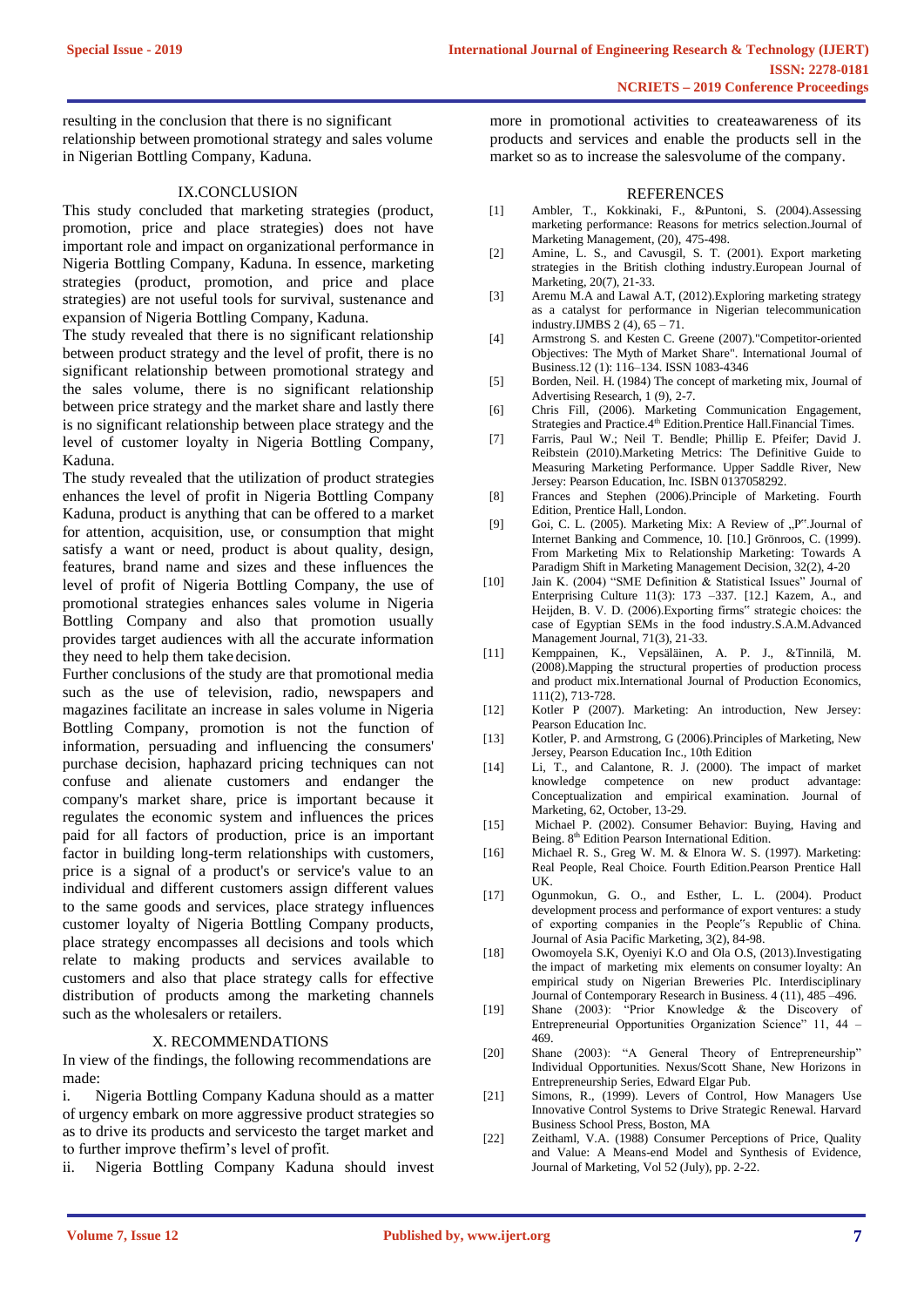resulting in the conclusion that there is no significant relationship between promotional strategy and sales volume in Nigerian Bottling Company, Kaduna.

## IX.CONCLUSION

This study concluded that marketing strategies (product, promotion, price and place strategies) does not have important role and impact on organizational performance in Nigeria Bottling Company, Kaduna. In essence, marketing strategies (product, promotion, and price and place strategies) are not useful tools for survival, sustenance and expansion of Nigeria Bottling Company, Kaduna.

The study revealed that there is no significant relationship between product strategy and the level of profit, there is no significant relationship between promotional strategy and the sales volume, there is no significant relationship between price strategy and the market share and lastly there is no significant relationship between place strategy and the level of customer loyalty in Nigeria Bottling Company, Kaduna.

The study revealed that the utilization of product strategies enhances the level of profit in Nigeria Bottling Company Kaduna, product is anything that can be offered to a market for attention, acquisition, use, or consumption that might satisfy a want or need, product is about quality, design, features, brand name and sizes and these influences the level of profit of Nigeria Bottling Company, the use of promotional strategies enhances sales volume in Nigeria Bottling Company and also that promotion usually provides target audiences with all the accurate information they need to help them take decision.

Further conclusions of the study are that promotional media such as the use of television, radio, newspapers and magazines facilitate an increase in sales volume in Nigeria Bottling Company, promotion is not the function of information, persuading and influencing the consumers' purchase decision, haphazard pricing techniques can not confuse and alienate customers and endanger the company's market share, price is important because it regulates the economic system and influences the prices paid for all factors of production, price is an important factor in building long-term relationships with customers, price is a signal of a product's or service's value to an individual and different customers assign different values to the same goods and services, place strategy influences customer loyalty of Nigeria Bottling Company products, place strategy encompasses all decisions and tools which relate to making products and services available to customers and also that place strategy calls for effective distribution of products among the marketing channels such as the wholesalers or retailers.

## X. RECOMMENDATIONS

In view of the findings, the following recommendations are made:

i. Nigeria Bottling Company Kaduna should as a matter of urgency embark on more aggressive product strategies so as to drive its products and servicesto the target market and to further improve thefirm's level of profit.

ii. Nigeria Bottling Company Kaduna should invest more in promotional activities to createawareness of its products and services and enable the products sell in the market so as to increase the salesvolume of the company.

## REFERENCES

[1] Ambler, T., Kokkinaki, F., &Puntoni, S. (2004).Assessing marketing performance: Reasons for metrics selection.Journal of Marketing Management, (20), 475-498.

[2] Amine, L. S., and Cavusgil, S. T. (2001). Export marketing strategies in the British clothing industry.European Journal of Marketing, 20(7), 21-33.

[3] Aremu M.A and Lawal A.T, (2012).Exploring marketing strategy as a catalyst for performance in Nigerian telecommunication industry.IJMBS 2 (4), 65 – 71.

[4] Armstrong S. and Kesten C. Greene (2007)."Competitor-oriented Objectives: The Myth of Market Share". International Journal of Business.12 (1): 116–134. ISSN 1083-4346

[5] Borden, Neil. H. (1984) The concept of marketing mix, Journal of Advertising Research, 1 (9), 2-7.

[6] Chris Fill, (2006). Marketing Communication Engagement, Strategies and Practice.4th Edition.Prentice Hall.Financial Times.

[7] Farris, Paul W.; Neil T. Bendle; Phillip E. Pfeifer; David J. Reibstein (2010).Marketing Metrics: The Definitive Guide to Measuring Marketing Performance. Upper Saddle River, New Jersey: Pearson Education, Inc. ISBN 0137058292.

[8] Frances and Stephen (2006).Principle of Marketing. Fourth Edition, Prentice Hall, London.

[9] Goi, C. L. (2005). Marketing Mix: A Review of „P".Journal of Internet Banking and Commence, 10. [10.] Grönroos, C. (1999). From Marketing Mix to Relationship Marketing: Towards A Paradigm Shift in Marketing Management Decision, 32(2), 4-20

[10] Jain K. (2004) "SME Definition & Statistical Issues" Journal of Enterprising Culture 11(3): 173 –337. [12.] Kazem, A., and Heijden, B. V. D. (2006).Exporting firms" strategic choices: the case of Egyptian SEMs in the food industry.S.A.M.Advanced Management Journal, 71(3), 21-33.

[11] Kemppainen, K., Vepsäläinen, A. P. J., &Tinnilä, M. (2008).Mapping the structural properties of production process and product mix.International Journal of Production Economics, 111(2), 713-728.

[12] Kotler P (2007). Marketing: An introduction, New Jersey: Pearson Education Inc.

[13] Kotler, P. and Armstrong, G (2006).Principles of Marketing, New Jersey, Pearson Education Inc., 10th Edition

[14] Li, T., and Calantone, R. J. (2000). The impact of market knowledge competence on new product advantage: Conceptualization and empirical examination. Journal of Marketing, 62, October, 13-29.

[15] Michael P. (2002). Consumer Behavior: Buying, Having and Being. 8th Edition Pearson International Edition.

[16] Michael R. S., Greg W. M. & Elnora W. S. (1997). Marketing: Real People, Real Choice. Fourth Edition.Pearson Prentice Hall UK.

[17] Ogunmokun, G. O., and Esther, L. L. (2004). Product development process and performance of export ventures: a study of exporting companies in the People"s Republic of China. Journal of Asia Pacific Marketing, 3(2), 84-98.

[18] Owomoyela S.K, Oyeniyi K.O and Ola O.S, (2013).Investigating the impact of marketing mix elements on consumer loyalty: An empirical study on Nigerian Breweries Plc. Interdisciplinary Journal of Contemporary Research in Business. 4 (11), 485 –496.

[19] Shane (2003): "Prior Knowledge & the Discovery of Entrepreneurial Opportunities Organization Science" 11, 44 – 469.

[20] Shane (2003): "A General Theory of Entrepreneurship" Individual Opportunities. Nexus/Scott Shane, New Horizons in Entrepreneurship Series, Edward Elgar Pub.

[21] Simons, R., (1999). Levers of Control, How Managers Use Innovative Control Systems to Drive Strategic Renewal. Harvard Business School Press, Boston, MA

[22] Zeithaml, V.A. (1988) Consumer Perceptions of Price, Quality and Value: A Means-end Model and Synthesis of Evidence, Journal of Marketing, Vol 52 (July), pp. 2-22.